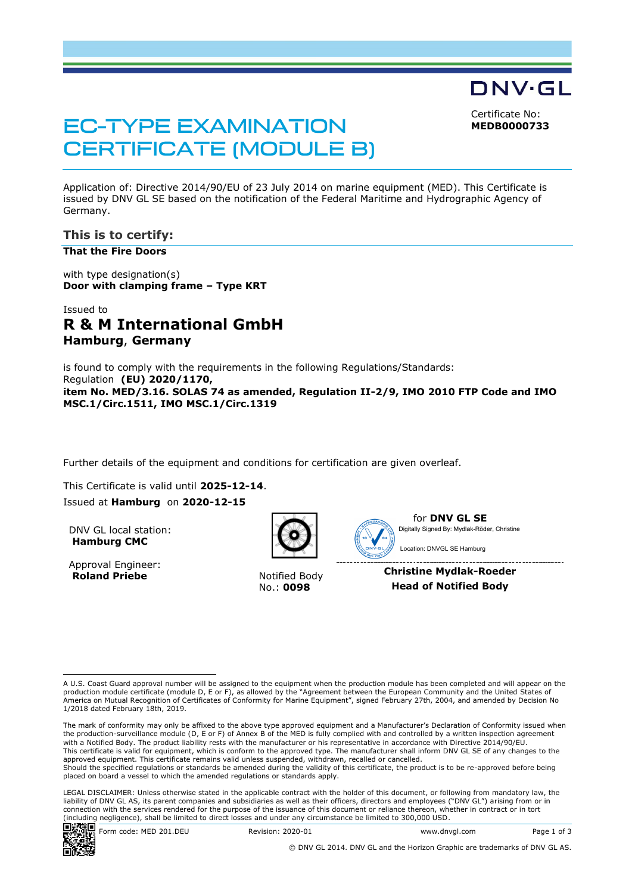DNV·GL

# EC-TYPE EXAMINATION CERTIFICATE (MODULE B)

Certificate No:
**MEDB0000733**

Application of: Directive 2014/90/EU of 23 July 2014 on marine equipment (MED). This Certificate is issued by DNV GL SE based on the notification of the Federal Maritime and Hydrographic Agency of Germany.

## This is to certify:

**That the Fire Doors**

with type designation(s)
**Door with clamping frame – Type KRT**

Issued to
## R & M International GmbH
**Hamburg, Germany**

is found to comply with the requirements in the following Regulations/Standards:
Regulation **(EU) 2020/1170,**
**item No. MED/3.16. SOLAS 74 as amended, Regulation II-2/9, IMO 2010 FTP Code and IMO MSC.1/Circ.1511, IMO MSC.1/Circ.1319**

Further details of the equipment and conditions for certification are given overleaf.

This Certificate is valid until **2025-12-14**.
Issued at **Hamburg** on **2020-12-15**

DNV GL local station:
**Hamburg CMC**

Approval Engineer:
**Roland Priebe**

Notified Body
No.: **0098**

for **DNV GL SE**
Digitally Signed By: Mydlak-Röder, Christine
Location: DNVGL SE Hamburg

**Christine Mydlak-Roeder**
**Head of Notified Body**

---

A U.S. Coast Guard approval number will be assigned to the equipment when the production module has been completed and will appear on the production module certificate (module D, E or F), as allowed by the "Agreement between the European Community and the United States of America on Mutual Recognition of Certificates of Conformity for Marine Equipment", signed February 27th, 2004, and amended by Decision No 1/2018 dated February 18th, 2019.

The mark of conformity may only be affixed to the above type approved equipment and a Manufacturer's Declaration of Conformity issued when the production-surveillance module (D, E or F) of Annex B of the MED is fully complied with and controlled by a written inspection agreement with a Notified Body. The product liability rests with the manufacturer or his representative in accordance with Directive 2014/90/EU.
This certificate is valid for equipment, which is conform to the approved type. The manufacturer shall inform DNV GL SE of any changes to the approved equipment. This certificate remains valid unless suspended, withdrawn, recalled or cancelled.
Should the specified regulations or standards be amended during the validity of this certificate, the product is to be re-approved before being placed on board a vessel to which the amended regulations or standards apply.

LEGAL DISCLAIMER: Unless otherwise stated in the applicable contract with the holder of this document, or following from mandatory law, the liability of DNV GL AS, its parent companies and subsidiaries as well as their officers, directors and employees ("DNV GL") arising from or in connection with the services rendered for the purpose of the issuance of this document or reliance thereon, whether in contract or in tort (including negligence), shall be limited to direct losses and under any circumstance be limited to 300,000 USD.

Form code: MED 201.DEU Revision: 2020-01 www.dnvgl.com

© DNV GL 2014. DNV GL and the Horizon Graphic are trademarks of DNV GL AS.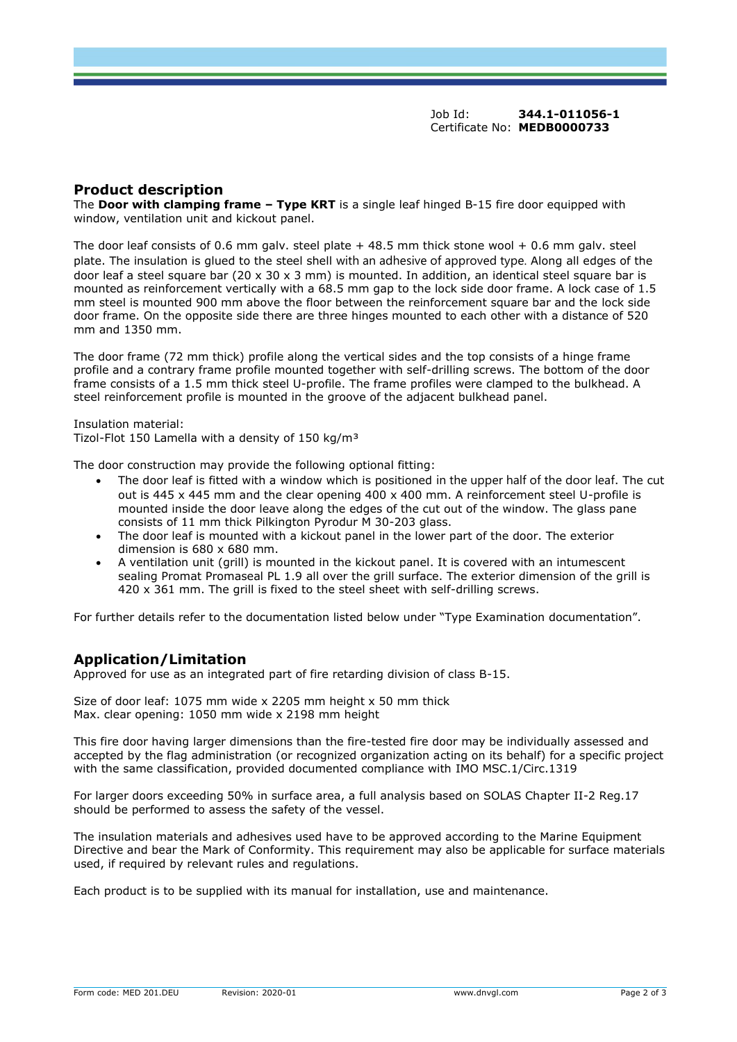Job Id: **344.1-011056-1**
Certificate No: **MEDB0000733**

## Product description

The **Door with clamping frame – Type KRT** is a single leaf hinged B-15 fire door equipped with window, ventilation unit and kickout panel.

The door leaf consists of 0.6 mm galv. steel plate + 48.5 mm thick stone wool + 0.6 mm galv. steel plate. The insulation is glued to the steel shell with an adhesive of approved type. Along all edges of the door leaf a steel square bar (20 x 30 x 3 mm) is mounted. In addition, an identical steel square bar is mounted as reinforcement vertically with a 68.5 mm gap to the lock side door frame. A lock case of 1.5 mm steel is mounted 900 mm above the floor between the reinforcement square bar and the lock side door frame. On the opposite side there are three hinges mounted to each other with a distance of 520 mm and 1350 mm.

The door frame (72 mm thick) profile along the vertical sides and the top consists of a hinge frame profile and a contrary frame profile mounted together with self-drilling screws. The bottom of the door frame consists of a 1.5 mm thick steel U-profile. The frame profiles were clamped to the bulkhead. A steel reinforcement profile is mounted in the groove of the adjacent bulkhead panel.

Insulation material:
Tizol-Flot 150 Lamella with a density of 150 kg/m³

The door construction may provide the following optional fitting:

- The door leaf is fitted with a window which is positioned in the upper half of the door leaf. The cut out is 445 x 445 mm and the clear opening 400 x 400 mm. A reinforcement steel U-profile is mounted inside the door leave along the edges of the cut out of the window. The glass pane consists of 11 mm thick Pilkington Pyrodur M 30-203 glass.
- The door leaf is mounted with a kickout panel in the lower part of the door. The exterior dimension is 680 x 680 mm.
- A ventilation unit (grill) is mounted in the kickout panel. It is covered with an intumescent sealing Promat Promaseal PL 1.9 all over the grill surface. The exterior dimension of the grill is 420 x 361 mm. The grill is fixed to the steel sheet with self-drilling screws.

For further details refer to the documentation listed below under "Type Examination documentation".

## Application/Limitation

Approved for use as an integrated part of fire retarding division of class B-15.

Size of door leaf: 1075 mm wide x 2205 mm height x 50 mm thick
Max. clear opening: 1050 mm wide x 2198 mm height

This fire door having larger dimensions than the fire-tested fire door may be individually assessed and accepted by the flag administration (or recognized organization acting on its behalf) for a specific project with the same classification, provided documented compliance with IMO MSC.1/Circ.1319

For larger doors exceeding 50% in surface area, a full analysis based on SOLAS Chapter II-2 Reg.17 should be performed to assess the safety of the vessel.

The insulation materials and adhesives used have to be approved according to the Marine Equipment Directive and bear the Mark of Conformity. This requirement may also be applicable for surface materials used, if required by relevant rules and regulations.

Each product is to be supplied with its manual for installation, use and maintenance.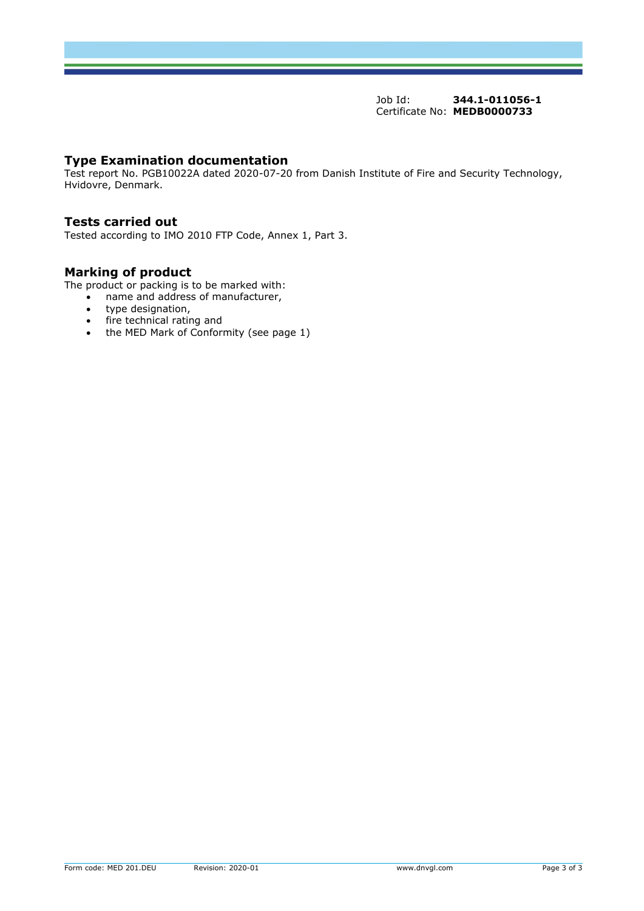Job Id: **344.1-011056-1**
Certificate No: **MEDB0000733**

## Type Examination documentation

Test report No. PGB10022A dated 2020-07-20 from Danish Institute of Fire and Security Technology, Hvidovre, Denmark.

## Tests carried out

Tested according to IMO 2010 FTP Code, Annex 1, Part 3.

## Marking of product

The product or packing is to be marked with:

- name and address of manufacturer,
- type designation,
- fire technical rating and
- the MED Mark of Conformity (see page 1)